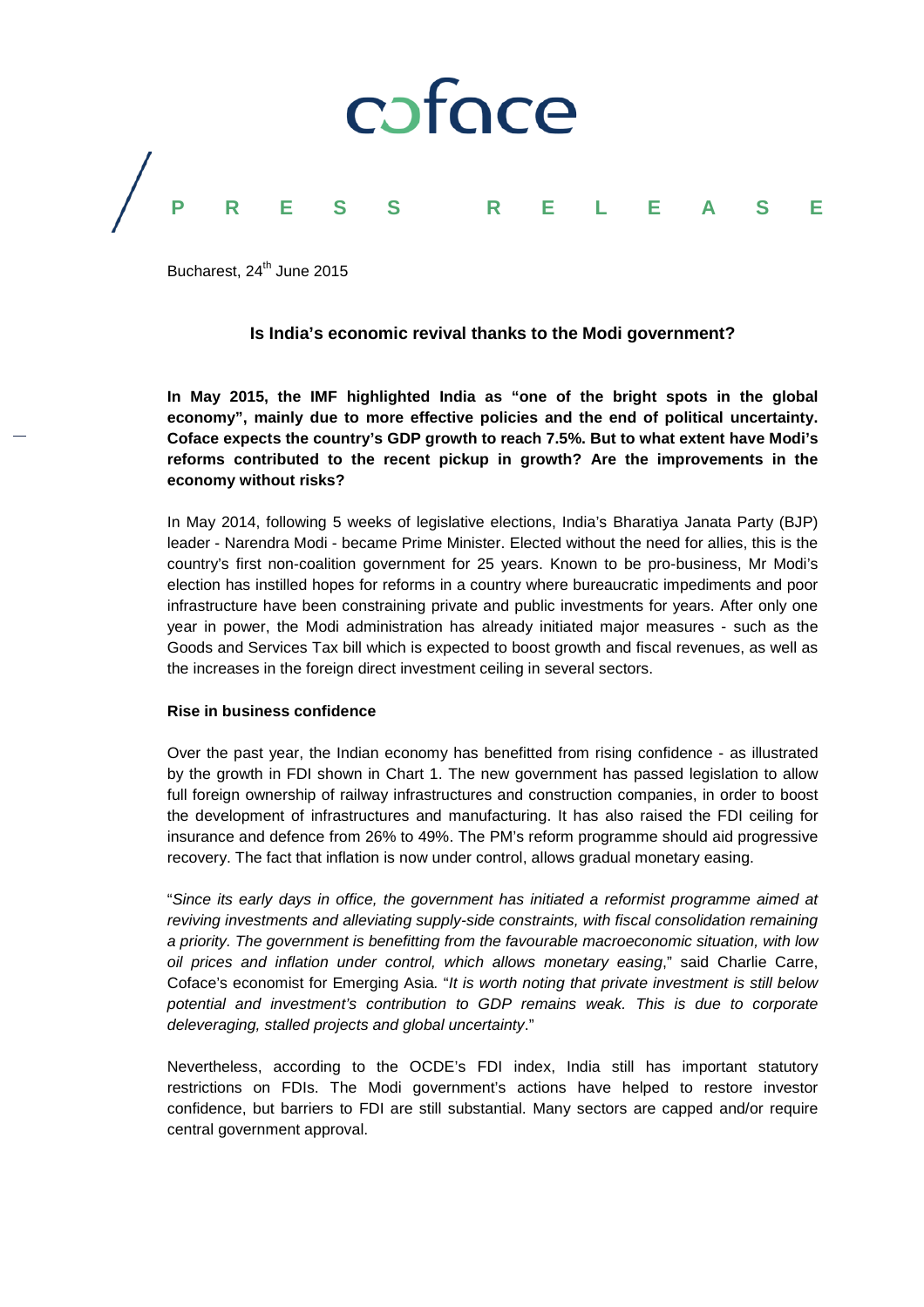coface

PRESS RELEASE

Bucharest, 24th June 2015

## Is India's economic revival thanks to the Modi government?

**In May 2015, the IMF highlighted India as "one of the bright spots in the global economy", mainly due to more effective policies and the end of political uncertainty. Coface expects the country's GDP growth to reach 7.5%. But to what extent have Modi's reforms contributed to the recent pickup in growth? Are the improvements in the economy without risks?**

In May 2014, following 5 weeks of legislative elections, India's Bharatiya Janata Party (BJP) leader - Narendra Modi - became Prime Minister. Elected without the need for allies, this is the country's first non-coalition government for 25 years. Known to be pro-business, Mr Modi's election has instilled hopes for reforms in a country where bureaucratic impediments and poor infrastructure have been constraining private and public investments for years. After only one year in power, the Modi administration has already initiated major measures - such as the Goods and Services Tax bill which is expected to boost growth and fiscal revenues, as well as the increases in the foreign direct investment ceiling in several sectors.

### Rise in business confidence

Over the past year, the Indian economy has benefitted from rising confidence - as illustrated by the growth in FDI shown in Chart 1. The new government has passed legislation to allow full foreign ownership of railway infrastructures and construction companies, in order to boost the development of infrastructures and manufacturing. It has also raised the FDI ceiling for insurance and defence from 26% to 49%. The PM's reform programme should aid progressive recovery. The fact that inflation is now under control, allows gradual monetary easing.

"*Since its early days in office, the government has initiated a reformist programme aimed at reviving investments and alleviating supply-side constraints, with fiscal consolidation remaining a priority. The government is benefitting from the favourable macroeconomic situation, with low oil prices and inflation under control, which allows monetary easing*," said Charlie Carre, Coface's economist for Emerging Asia. "*It is worth noting that private investment is still below potential and investment's contribution to GDP remains weak. This is due to corporate deleveraging, stalled projects and global uncertainty*."

Nevertheless, according to the OCDE's FDI index, India still has important statutory restrictions on FDIs. The Modi government's actions have helped to restore investor confidence, but barriers to FDI are still substantial. Many sectors are capped and/or require central government approval.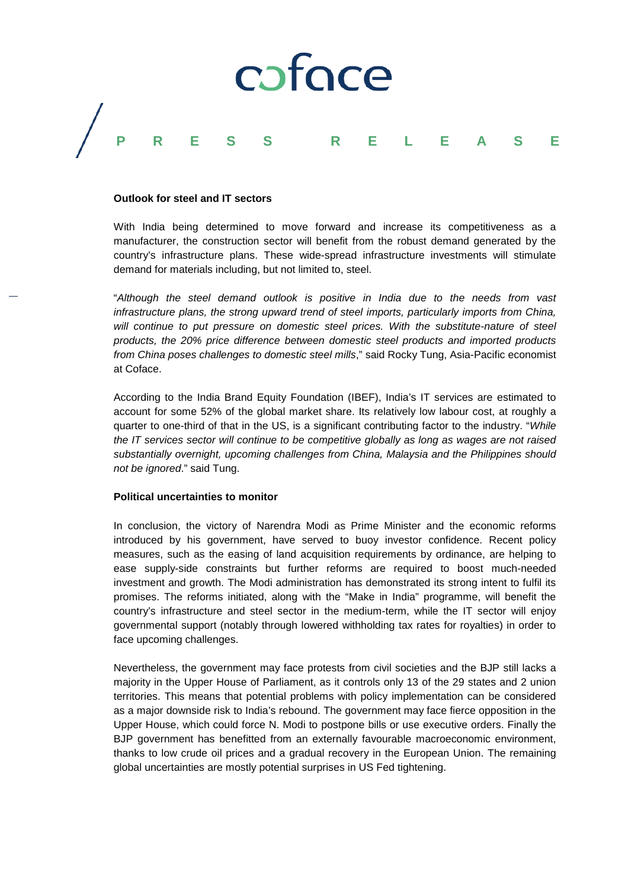**Outlook for steel and IT sectors**

With India being determined to move forward and increase its competitiveness as a manufacturer, the construction sector will benefit from the robust demand generated by the country's infrastructure plans. These wide-spread infrastructure investments will stimulate demand for materials including, but not limited to, steel.

"*Although the steel demand outlook is positive in India due to the needs from vast infrastructure plans, the strong upward trend of steel imports, particularly imports from China, will continue to put pressure on domestic steel prices. With the substitute-nature of steel products, the 20% price difference between domestic steel products and imported products from China poses challenges to domestic steel mills*," said Rocky Tung, Asia-Pacific economist at Coface.

According to the India Brand Equity Foundation (IBEF), India's IT services are estimated to account for some 52% of the global market share. Its relatively low labour cost, at roughly a quarter to one-third of that in the US, is a significant contributing factor to the industry. "*While the IT services sector will continue to be competitive globally as long as wages are not raised substantially overnight, upcoming challenges from China, Malaysia and the Philippines should not be ignored*." said Tung.

**Political uncertainties to monitor**

In conclusion, the victory of Narendra Modi as Prime Minister and the economic reforms introduced by his government, have served to buoy investor confidence. Recent policy measures, such as the easing of land acquisition requirements by ordinance, are helping to ease supply-side constraints but further reforms are required to boost much-needed investment and growth. The Modi administration has demonstrated its strong intent to fulfil its promises. The reforms initiated, along with the "Make in India" programme, will benefit the country's infrastructure and steel sector in the medium-term, while the IT sector will enjoy governmental support (notably through lowered withholding tax rates for royalties) in order to face upcoming challenges.

Nevertheless, the government may face protests from civil societies and the BJP still lacks a majority in the Upper House of Parliament, as it controls only 13 of the 29 states and 2 union territories. This means that potential problems with policy implementation can be considered as a major downside risk to India's rebound. The government may face fierce opposition in the Upper House, which could force N. Modi to postpone bills or use executive orders. Finally the BJP government has benefitted from an externally favourable macroeconomic environment, thanks to low crude oil prices and a gradual recovery in the European Union. The remaining global uncertainties are mostly potential surprises in US Fed tightening.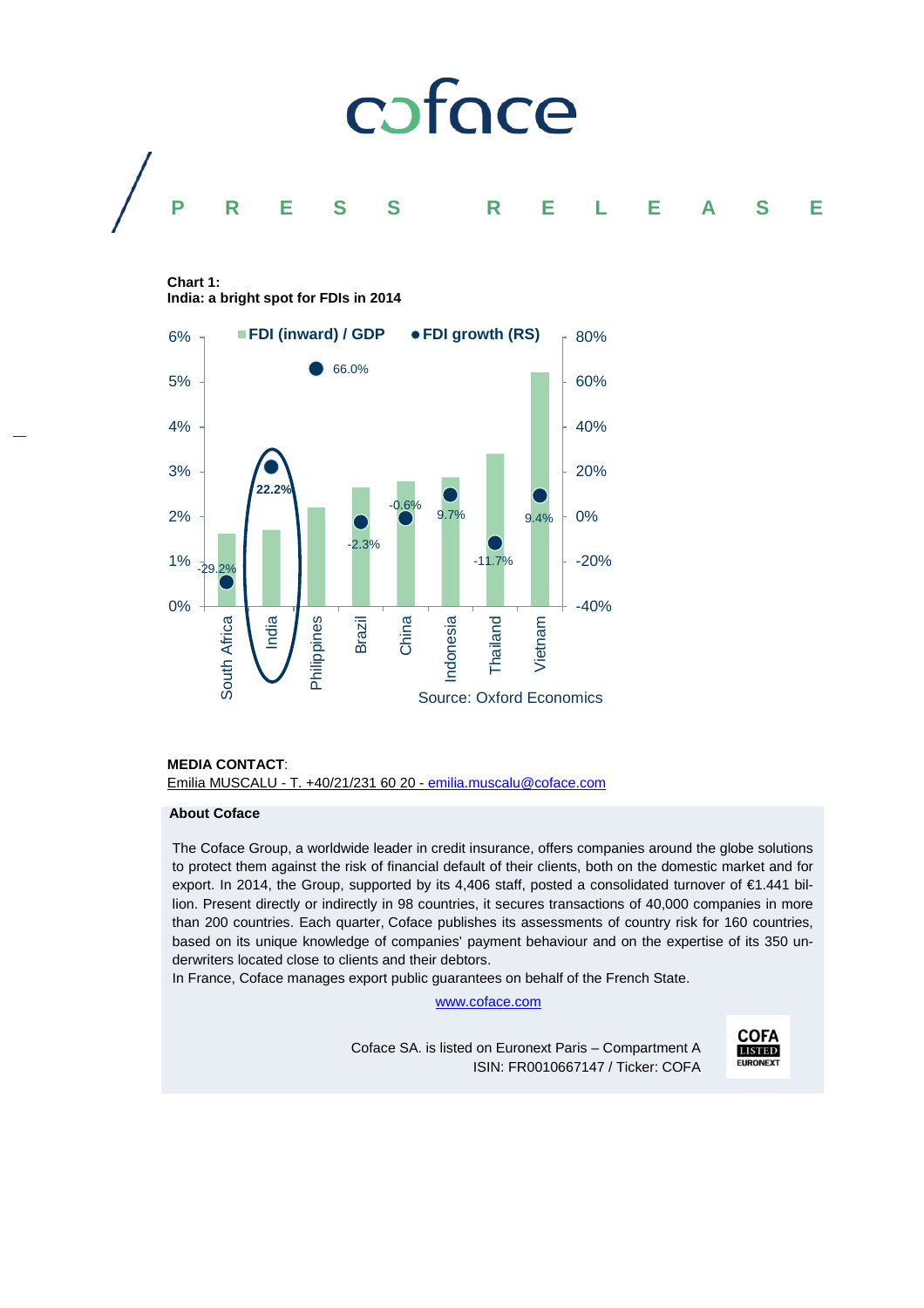**Chart 1:**
**India: a bright spot for FDIs in 2014**

FDI (inward) / GDP
FDI growth (RS)

6%
5%
4%
3%
2%
1%
0%

80%
60%
40%
20%
0%
-20%
-40%

66.0%
22.2%
-29.2%
-2.3%
-0.6%
9.7%
-11.7%
9.4%

South Africa
India
Philippines
Brazil
China
Indonesia
Thailand
Vietnam

Source: Oxford Economics

**MEDIA CONTACT**:
Emilia MUSCALU - T. +40/21/231 60 20 - emilia.muscalu@coface.com

**About Coface**

The Coface Group, a worldwide leader in credit insurance, offers companies around the globe solutions to protect them against the risk of financial default of their clients, both on the domestic market and for export. In 2014, the Group, supported by its 4,406 staff, posted a consolidated turnover of €1.441 billion. Present directly or indirectly in 98 countries, it secures transactions of 40,000 companies in more than 200 countries. Each quarter, Coface publishes its assessments of country risk for 160 countries, based on its unique knowledge of companies' payment behaviour and on the expertise of its 350 underwriters located close to clients and their debtors.
In France, Coface manages export public guarantees on behalf of the French State.

www.coface.com

Coface SA. is listed on Euronext Paris – Compartment A
ISIN: FR0010667147 / Ticker: COFA

COFA LISTED EURONEXT